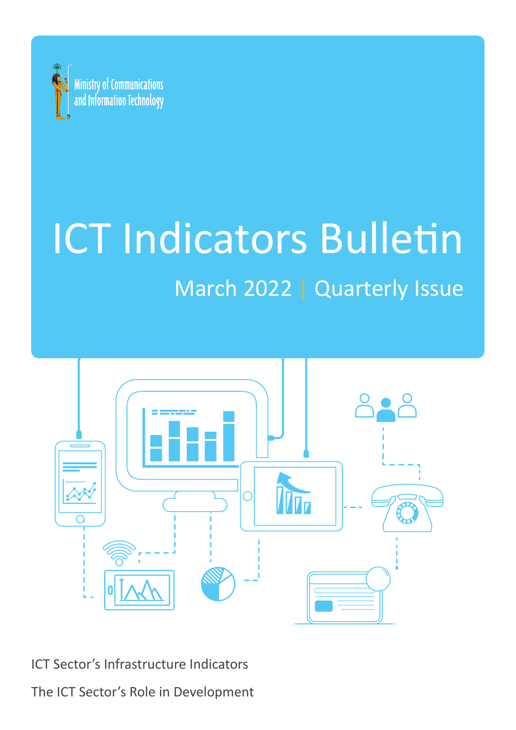Ministry of Communications and Information Technology

# ICT Indicators Bulletin

## March 2022 | Quarterly Issue

ICT Sector's Infrastructure Indicators

The ICT Sector's Role in Development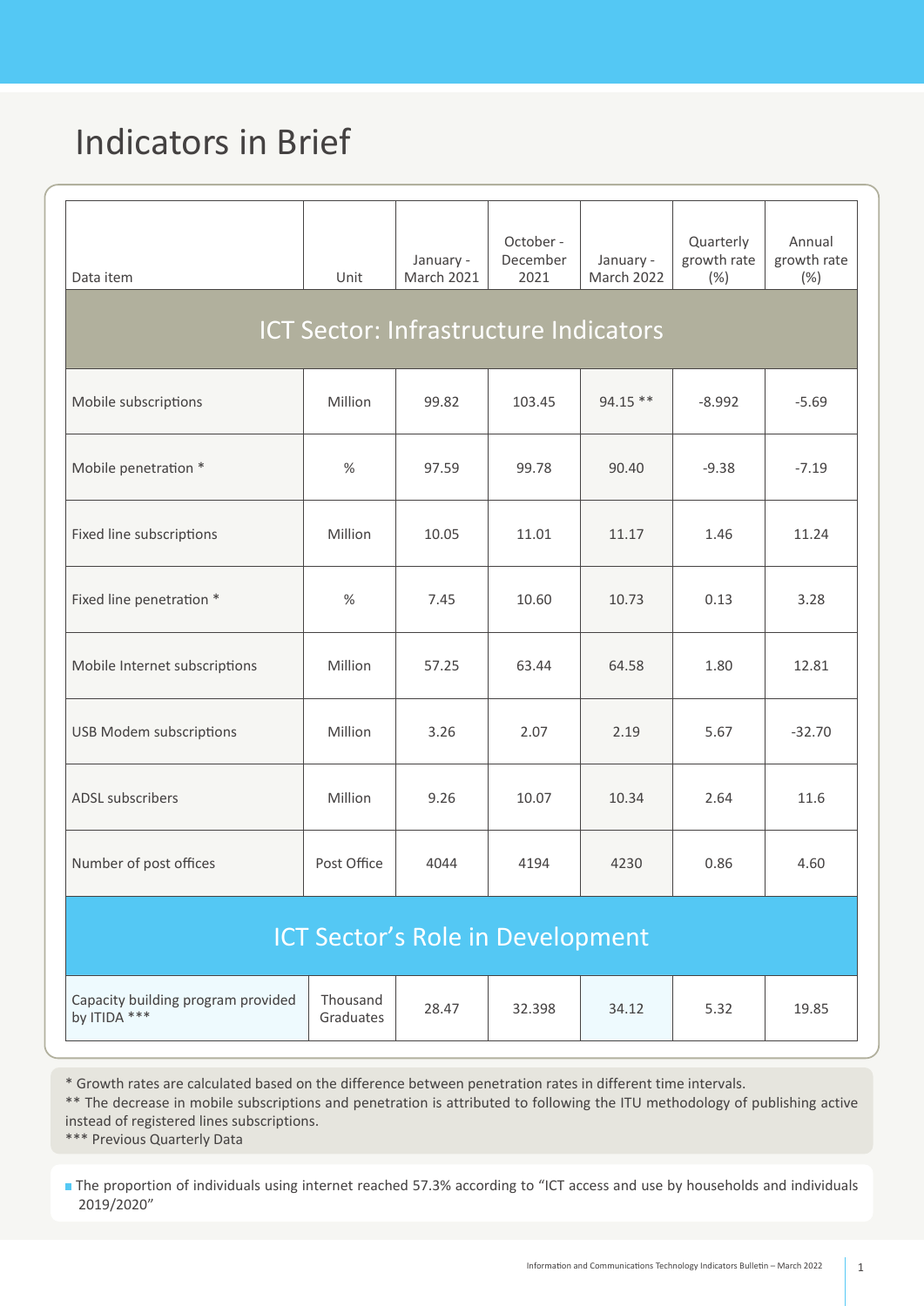# Indicators in Brief

| Data item | Unit | January - March 2021 | October - December 2021 | January - March 2022 | Quarterly growth rate (%) | Annual growth rate (%) |
|---|---|---|---|---|---|---|
| **ICT Sector: Infrastructure Indicators** | | | | | | |
| Mobile subscriptions | Million | 99.82 | 103.45 | 94.15 ** | -8.992 | -5.69 |
| Mobile penetration * | % | 97.59 | 99.78 | 90.40 | -9.38 | -7.19 |
| Fixed line subscriptions | Million | 10.05 | 11.01 | 11.17 | 1.46 | 11.24 |
| Fixed line penetration * | % | 7.45 | 10.60 | 10.73 | 0.13 | 3.28 |
| Mobile Internet subscriptions | Million | 57.25 | 63.44 | 64.58 | 1.80 | 12.81 |
| USB Modem subscriptions | Million | 3.26 | 2.07 | 2.19 | 5.67 | -32.70 |
| ADSL subscribers | Million | 9.26 | 10.07 | 10.34 | 2.64 | 11.6 |
| Number of post offices | Post Office | 4044 | 4194 | 4230 | 0.86 | 4.60 |
| **ICT Sector's Role in Development** | | | | | | |
| Capacity building program provided by ITIDA *** | Thousand Graduates | 28.47 | 32.398 | 34.12 | 5.32 | 19.85 |

* Growth rates are calculated based on the difference between penetration rates in different time intervals.
** The decrease in mobile subscriptions and penetration is attributed to following the ITU methodology of publishing active instead of registered lines subscriptions.
*** Previous Quarterly Data

- The proportion of individuals using internet reached 57.3% according to "ICT access and use by households and individuals 2019/2020"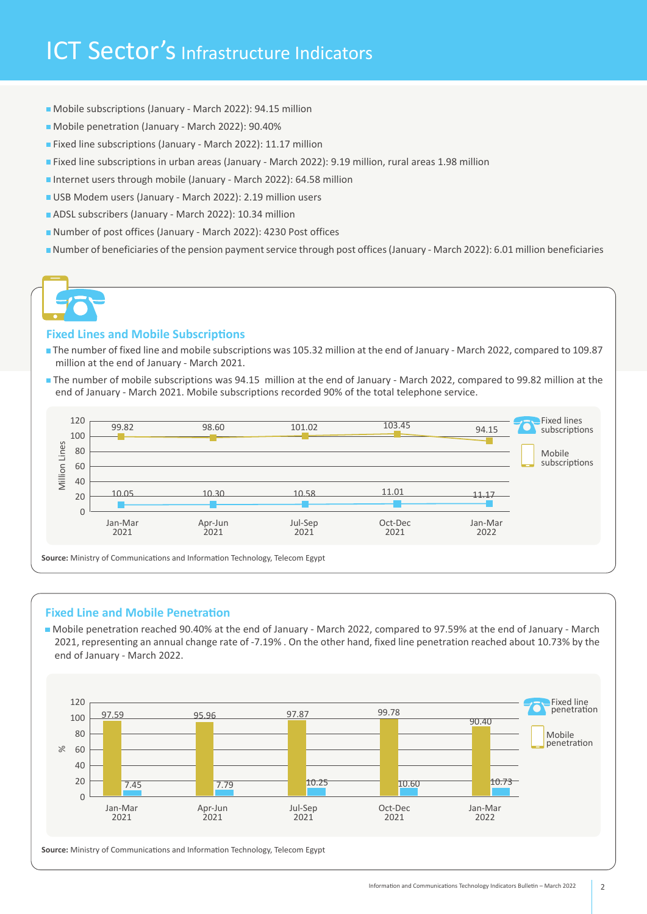# ICT Sector's Infrastructure Indicators

- Mobile subscriptions (January - March 2022): 94.15 million
- Mobile penetration (January - March 2022): 90.40%
- Fixed line subscriptions (January - March 2022): 11.17 million
- Fixed line subscriptions in urban areas (January - March 2022): 9.19 million, rural areas 1.98 million
- Internet users through mobile (January - March 2022): 64.58 million
- USB Modem users (January - March 2022): 2.19 million users
- ADSL subscribers (January - March 2022): 10.34 million
- Number of post offices (January - March 2022): 4230 Post offices
- Number of beneficiaries of the pension payment service through post offices (January - March 2022): 6.01 million beneficiaries

## Fixed Lines and Mobile Subscriptions

- The number of fixed line and mobile subscriptions was 105.32 million at the end of January - March 2022, compared to 109.87 million at the end of January - March 2021.
- The number of mobile subscriptions was 94.15 million at the end of January - March 2022, compared to 99.82 million at the end of January - March 2021. Mobile subscriptions recorded 90% of the total telephone service.

| Million Lines | Jan-Mar 2021 | Apr-Jun 2021 | Jul-Sep 2021 | Oct-Dec 2021 | Jan-Mar 2022 |
|---|---|---|---|---|---|
| Fixed lines subscriptions | 10.05 | 10.30 | 10.58 | 11.01 | 11.17 |
| Mobile subscriptions | 99.82 | 98.60 | 101.02 | 103.45 | 94.15 |

**Source:** Ministry of Communications and Information Technology, Telecom Egypt

## Fixed Line and Mobile Penetration

- Mobile penetration reached 90.40% at the end of January - March 2022, compared to 97.59% at the end of January - March 2021, representing an annual change rate of -7.19% . On the other hand, fixed line penetration reached about 10.73% by the end of January - March 2022.

| % | Jan-Mar 2021 | Apr-Jun 2021 | Jul-Sep 2021 | Oct-Dec 2021 | Jan-Mar 2022 |
|---|---|---|---|---|---|
| Fixed line penetration | 7.45 | 7.79 | 10.25 | 10.60 | 10.73 |
| Mobile penetration | 97.59 | 95.96 | 97.87 | 99.78 | 90.40 |

**Source:** Ministry of Communications and Information Technology, Telecom Egypt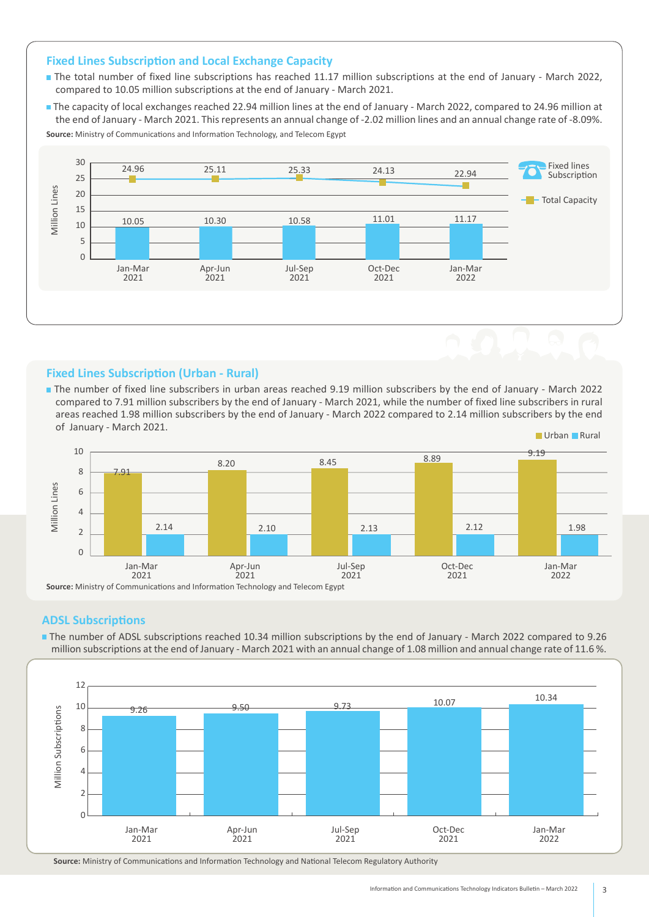## Fixed Lines Subscription and Local Exchange Capacity

- The total number of fixed line subscriptions has reached 11.17 million subscriptions at the end of January - March 2022, compared to 10.05 million subscriptions at the end of January - March 2021.
- The capacity of local exchanges reached 22.94 million lines at the end of January - March 2022, compared to 24.96 million at the end of January - March 2021. This represents an annual change of -2.02 million lines and an annual change rate of -8.09%.

**Source:** Ministry of Communications and Information Technology, and Telecom Egypt

| Period (Million Lines) | Fixed lines Subscription | Total Capacity |
|---|---|---|
| Jan-Mar 2021 | 10.05 | 24.96 |
| Apr-Jun 2021 | 10.30 | 25.11 |
| Jul-Sep 2021 | 10.58 | 25.33 |
| Oct-Dec 2021 | 11.01 | 24.13 |
| Jan-Mar 2022 | 11.17 | 22.94 |

## Fixed Lines Subscription (Urban - Rural)

- The number of fixed line subscribers in urban areas reached 9.19 million subscribers by the end of January - March 2022 compared to 7.91 million subscribers by the end of January - March 2021, while the number of fixed line subscribers in rural areas reached 1.98 million subscribers by the end of January - March 2022 compared to 2.14 million subscribers by the end of January - March 2021.

| Period (Million Lines) | Urban | Rural |
|---|---|---|
| Jan-Mar 2021 | 7.91 | 2.14 |
| Apr-Jun 2021 | 8.20 | 2.10 |
| Jul-Sep 2021 | 8.45 | 2.13 |
| Oct-Dec 2021 | 8.89 | 2.12 |
| Jan-Mar 2022 | 9.19 | 1.98 |

**Source:** Ministry of Communications and Information Technology and Telecom Egypt

## ADSL Subscriptions

- The number of ADSL subscriptions reached 10.34 million subscriptions by the end of January - March 2022 compared to 9.26 million subscriptions at the end of January - March 2021 with an annual change of 1.08 million and annual change rate of 11.6 %.

| Period | Million Subscriptions |
|---|---|
| Jan-Mar 2021 | 9.26 |
| Apr-Jun 2021 | 9.50 |
| Jul-Sep 2021 | 9.73 |
| Oct-Dec 2021 | 10.07 |
| Jan-Mar 2022 | 10.34 |

**Source:** Ministry of Communications and Information Technology and National Telecom Regulatory Authority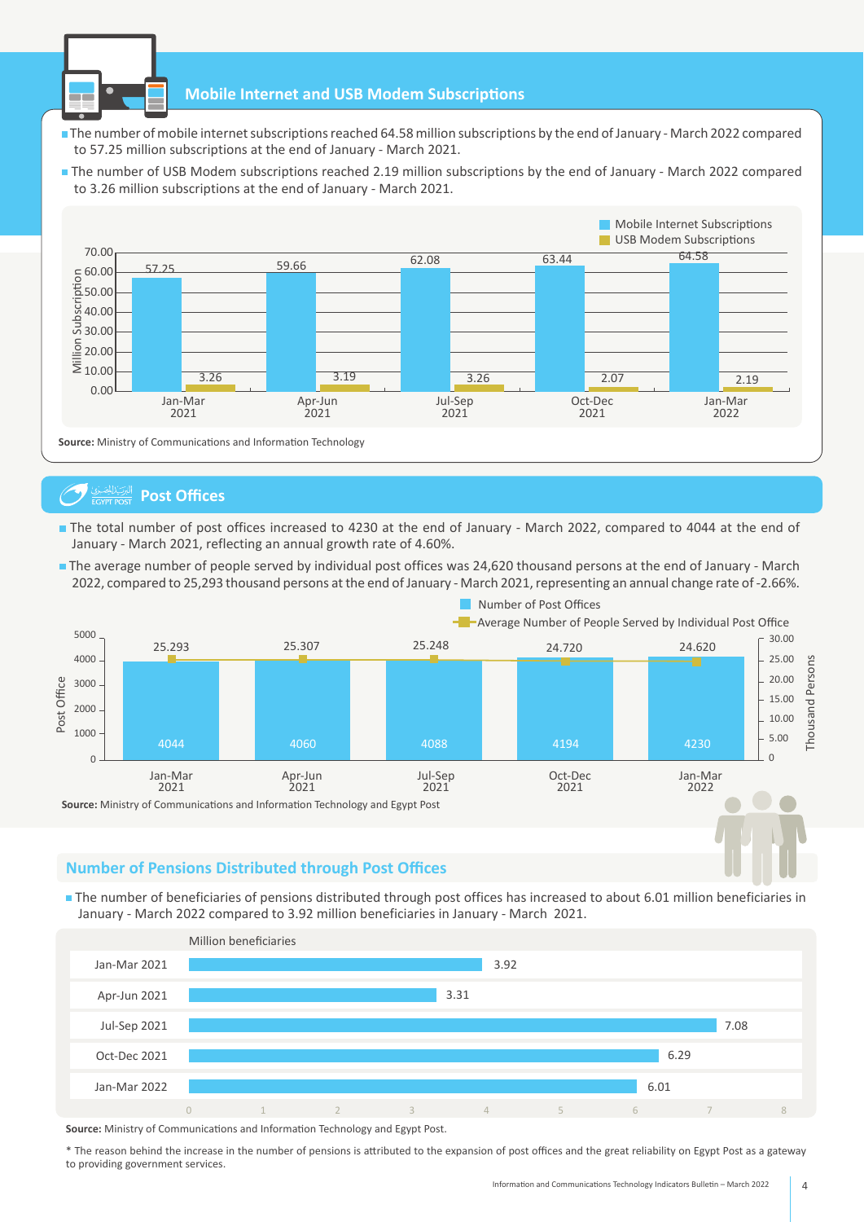## Mobile Internet and USB Modem Subscriptions

- The number of mobile internet subscriptions reached 64.58 million subscriptions by the end of January - March 2022 compared to 57.25 million subscriptions at the end of January - March 2021.
- The number of USB Modem subscriptions reached 2.19 million subscriptions by the end of January - March 2022 compared to 3.26 million subscriptions at the end of January - March 2021.

| Million Subscription | Jan-Mar 2021 | Apr-Jun 2021 | Jul-Sep 2021 | Oct-Dec 2021 | Jan-Mar 2022 |
|---|---|---|---|---|---|
| Mobile Internet Subscriptions | 57.25 | 59.66 | 62.08 | 63.44 | 64.58 |
| USB Modem Subscriptions | 3.26 | 3.19 | 3.26 | 2.07 | 2.19 |

**Source:** Ministry of Communications and Information Technology

## Post Offices

- The total number of post offices increased to 4230 at the end of January - March 2022, compared to 4044 at the end of January - March 2021, reflecting an annual growth rate of 4.60%.
- The average number of people served by individual post offices was 24,620 thousand persons at the end of January - March 2022, compared to 25,293 thousand persons at the end of January - March 2021, representing an annual change rate of -2.66%.

| | Jan-Mar 2021 | Apr-Jun 2021 | Jul-Sep 2021 | Oct-Dec 2021 | Jan-Mar 2022 |
|---|---|---|---|---|---|
| Number of Post Offices | 4044 | 4060 | 4088 | 4194 | 4230 |
| Average Number of People Served by Individual Post Office (Thousand Persons) | 25.293 | 25.307 | 25.248 | 24.720 | 24.620 |

**Source:** Ministry of Communications and Information Technology and Egypt Post

## Number of Pensions Distributed through Post Offices

- The number of beneficiaries of pensions distributed through post offices has increased to about 6.01 million beneficiaries in January - March 2022 compared to 3.92 million beneficiaries in January - March 2021.

| Period | Million beneficiaries |
|---|---|
| Jan-Mar 2021 | 3.92 |
| Apr-Jun 2021 | 3.31 |
| Jul-Sep 2021 | 7.08 |
| Oct-Dec 2021 | 6.29 |
| Jan-Mar 2022 | 6.01 |

**Source:** Ministry of Communications and Information Technology and Egypt Post.

* The reason behind the increase in the number of pensions is attributed to the expansion of post offices and the great reliability on Egypt Post as a gateway to providing government services.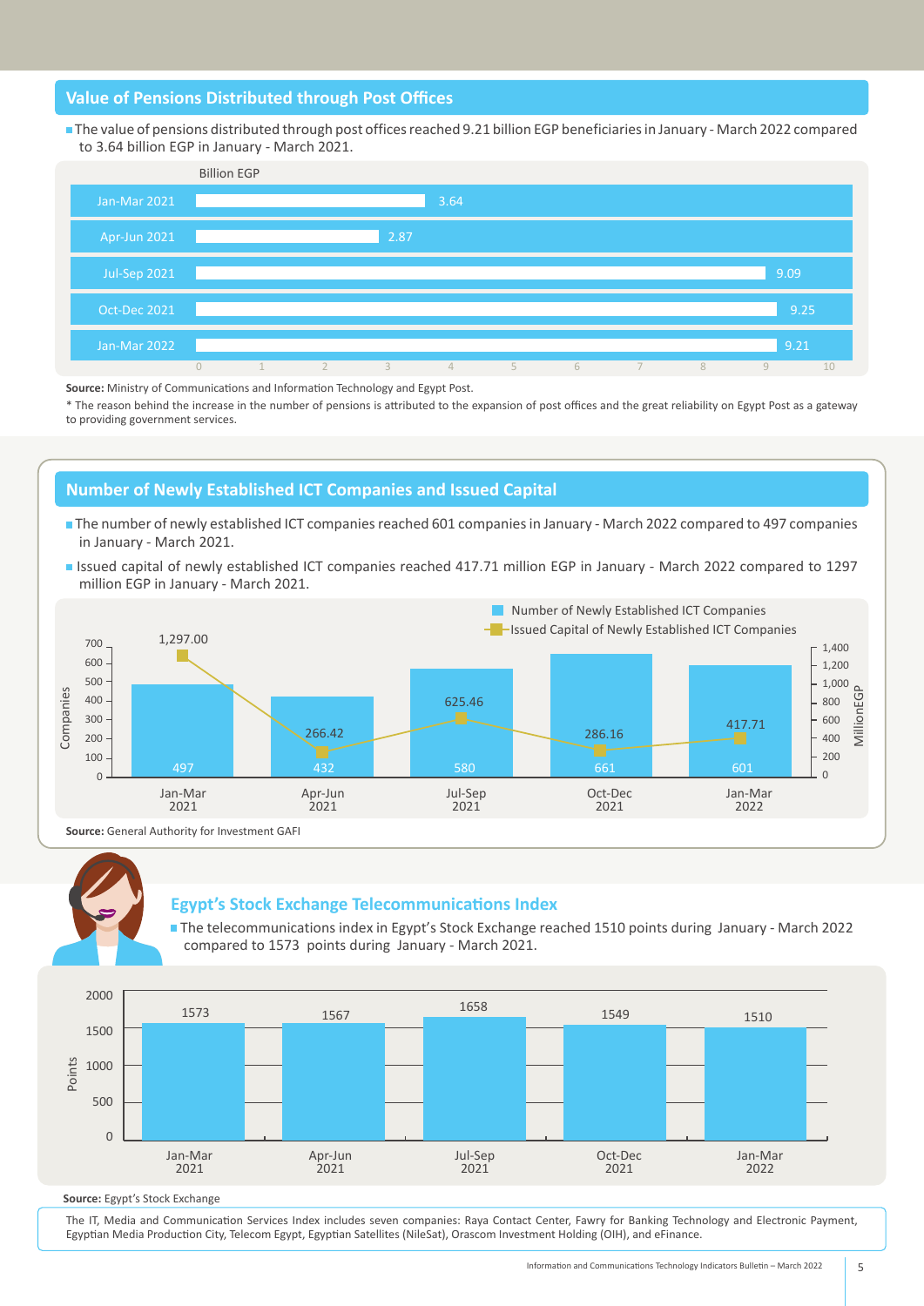## Value of Pensions Distributed through Post Offices

- The value of pensions distributed through post offices reached 9.21 billion EGP beneficiaries in January - March 2022 compared to 3.64 billion EGP in January - March 2021.

Billion EGP

| Period | Billion EGP |
|---|---|
| Jan-Mar 2021 | 3.64 |
| Apr-Jun 2021 | 2.87 |
| Jul-Sep 2021 | 9.09 |
| Oct-Dec 2021 | 9.25 |
| Jan-Mar 2022 | 9.21 |

**Source:** Ministry of Communications and Information Technology and Egypt Post.

* The reason behind the increase in the number of pensions is attributed to the expansion of post offices and the great reliability on Egypt Post as a gateway to providing government services.

## Number of Newly Established ICT Companies and Issued Capital

- The number of newly established ICT companies reached 601 companies in January - March 2022 compared to 497 companies in January - March 2021.
- Issued capital of newly established ICT companies reached 417.71 million EGP in January - March 2022 compared to 1297 million EGP in January - March 2021.

| Period | Number of Newly Established ICT Companies | Issued Capital of Newly Established ICT Companies (Million EGP) |
|---|---|---|
| Jan-Mar 2021 | 497 | 1,297.00 |
| Apr-Jun 2021 | 432 | 266.42 |
| Jul-Sep 2021 | 580 | 625.46 |
| Oct-Dec 2021 | 661 | 286.16 |
| Jan-Mar 2022 | 601 | 417.71 |

**Source:** General Authority for Investment GAFI

## Egypt's Stock Exchange Telecommunications Index

- The telecommunications index in Egypt's Stock Exchange reached 1510 points during January - March 2022 compared to 1573 points during January - March 2021.

| Period | Points |
|---|---|
| Jan-Mar 2021 | 1573 |
| Apr-Jun 2021 | 1567 |
| Jul-Sep 2021 | 1658 |
| Oct-Dec 2021 | 1549 |
| Jan-Mar 2022 | 1510 |

**Source:** Egypt's Stock Exchange

The IT, Media and Communication Services Index includes seven companies: Raya Contact Center, Fawry for Banking Technology and Electronic Payment, Egyptian Media Production City, Telecom Egypt, Egyptian Satellites (NileSat), Orascom Investment Holding (OIH), and eFinance.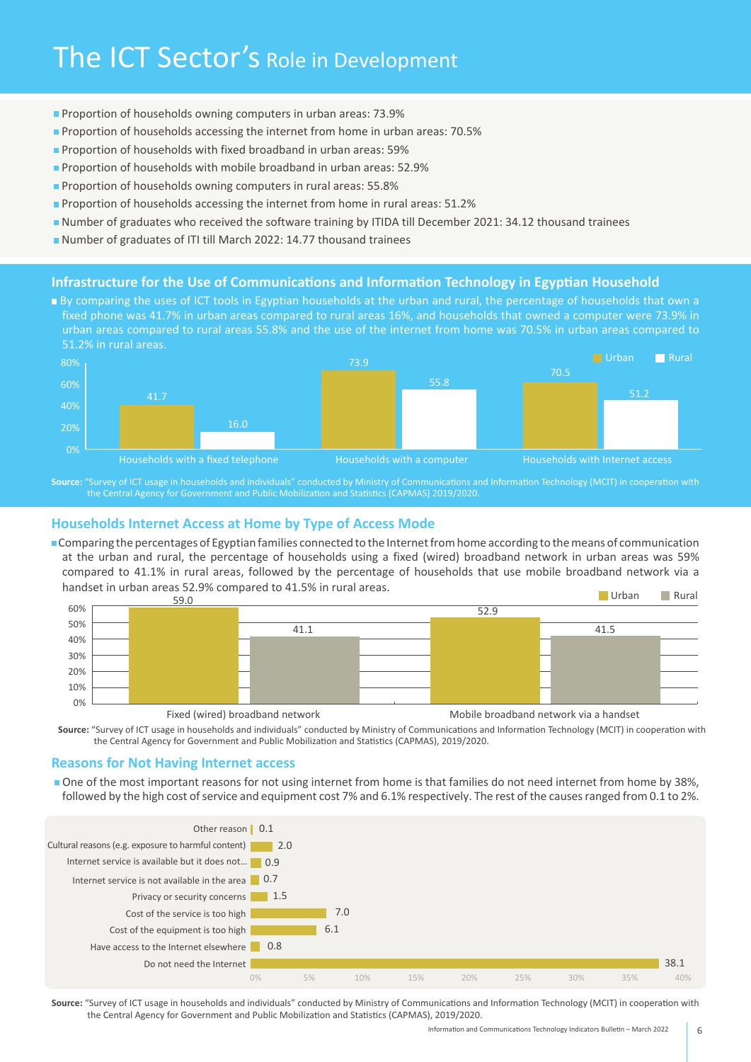# The ICT Sector's Role in Development

- Proportion of households owning computers in urban areas: 73.9%
- Proportion of households accessing the internet from home in urban areas: 70.5%
- Proportion of households with fixed broadband in urban areas: 59%
- Proportion of households with mobile broadband in urban areas: 52.9%
- Proportion of households owning computers in rural areas: 55.8%
- Proportion of households accessing the internet from home in rural areas: 51.2%
- Number of graduates who received the software training by ITIDA till December 2021: 34.12 thousand trainees
- Number of graduates of ITI till March 2022: 14.77 thousand trainees

## Infrastructure for the Use of Communications and Information Technology in Egyptian Household

- By comparing the uses of ICT tools in Egyptian households at the urban and rural, the percentage of households that own a fixed phone was 41.7% in urban areas compared to rural areas 16%, and households that owned a computer were 73.9% in urban areas compared to rural areas 55.8% and the use of the internet from home was 70.5% in urban areas compared to 51.2% in rural areas.

| | Urban | Rural |
|---|---|---|
| Households with a fixed telephone | 41.7 | 16.0 |
| Households with a computer | 73.9 | 55.8 |
| Households with Internet access | 70.5 | 51.2 |

**Source:** "Survey of ICT usage in households and individuals" conducted by Ministry of Communications and Information Technology (MCIT) in cooperation with the Central Agency for Government and Public Mobilization and Statistics (CAPMAS) 2019/2020.

## Households Internet Access at Home by Type of Access Mode

- Comparing the percentages of Egyptian families connected to the Internet from home according to the means of communication at the urban and rural, the percentage of households using a fixed (wired) broadband network in urban areas was 59% compared to 41.1% in rural areas, followed by the percentage of households that use mobile broadband network via a handset in urban areas 52.9% compared to 41.5% in rural areas.

| | Urban | Rural |
|---|---|---|
| Fixed (wired) broadband network | 59.0 | 41.1 |
| Mobile broadband network via a handset | 52.9 | 41.5 |

**Source:** "Survey of ICT usage in households and individuals" conducted by Ministry of Communications and Information Technology (MCIT) in cooperation with the Central Agency for Government and Public Mobilization and Statistics (CAPMAS), 2019/2020.

## Reasons for Not Having Internet access

- One of the most important reasons for not using internet from home is that families do not need internet from home by 38%, followed by the high cost of service and equipment cost 7% and 6.1% respectively. The rest of the causes ranged from 0.1 to 2%.

| Reason | % |
|---|---|
| Other reason | 0.1 |
| Cultural reasons (e.g. exposure to harmful content) | 2.0 |
| Internet service is available but it does not... | 0.9 |
| Internet service is not available in the area | 0.7 |
| Privacy or security concerns | 1.5 |
| Cost of the service is too high | 7.0 |
| Cost of the equipment is too high | 6.1 |
| Have access to the Internet elsewhere | 0.8 |
| Do not need the Internet | 38.1 |

**Source:** "Survey of ICT usage in households and individuals" conducted by Ministry of Communications and Information Technology (MCIT) in cooperation with the Central Agency for Government and Public Mobilization and Statistics (CAPMAS), 2019/2020.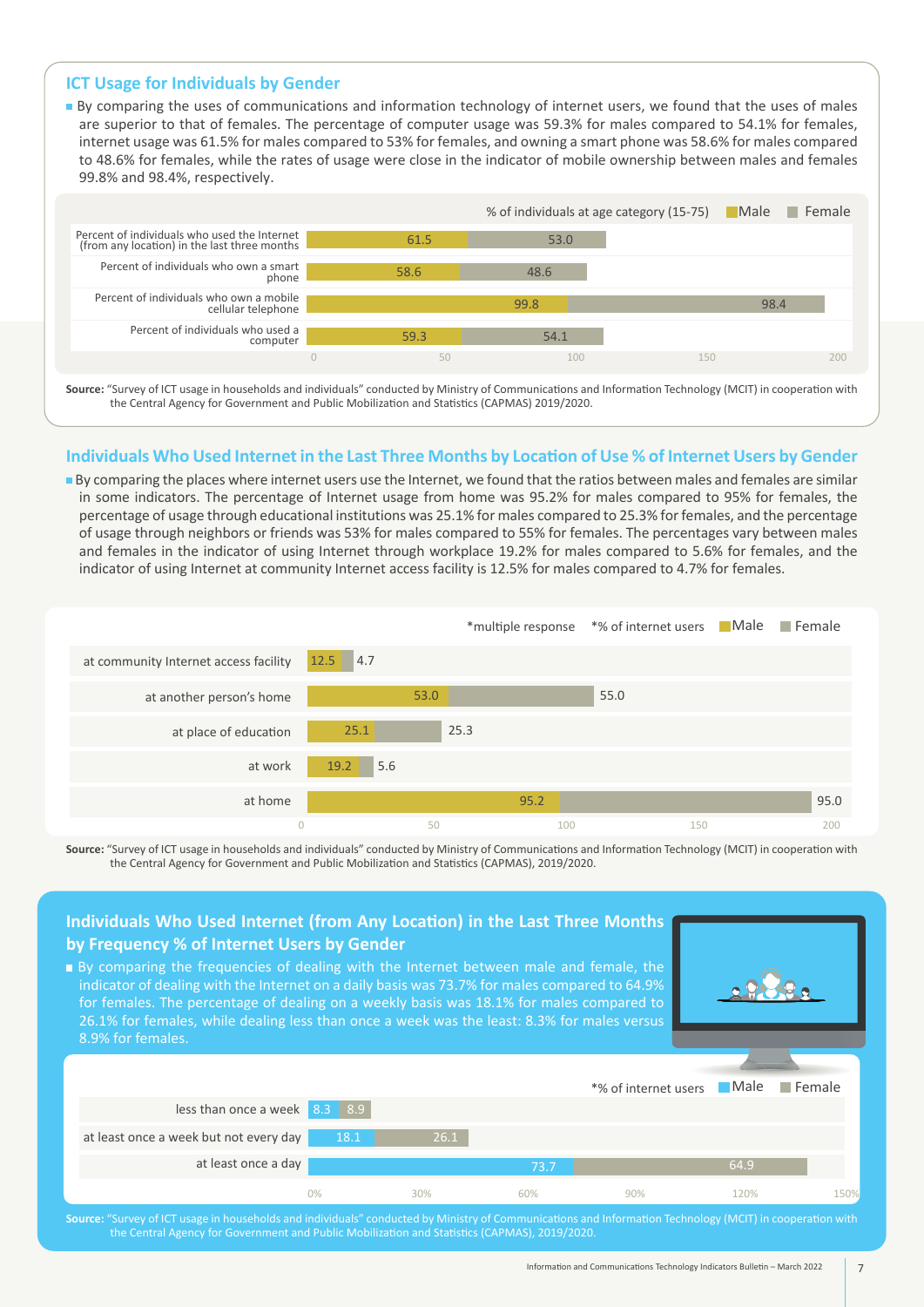## ICT Usage for Individuals by Gender

- By comparing the uses of communications and information technology of internet users, we found that the uses of males are superior to that of females. The percentage of computer usage was 59.3% for males compared to 54.1% for females, internet usage was 61.5% for males compared to 53% for females, and owning a smart phone was 58.6% for males compared to 48.6% for females, while the rates of usage were close in the indicator of mobile ownership between males and females 99.8% and 98.4%, respectively.

% of individuals at age category (15-75)

| Indicator | Male | Female |
|---|---|---|
| Percent of individuals who used the Internet (from any location) in the last three months | 61.5 | 53.0 |
| Percent of individuals who own a smart phone | 58.6 | 48.6 |
| Percent of individuals who own a mobile cellular telephone | 99.8 | 98.4 |
| Percent of individuals who used a computer | 59.3 | 54.1 |

**Source:** "Survey of ICT usage in households and individuals" conducted by Ministry of Communications and Information Technology (MCIT) in cooperation with the Central Agency for Government and Public Mobilization and Statistics (CAPMAS) 2019/2020.

## Individuals Who Used Internet in the Last Three Months by Location of Use % of Internet Users by Gender

- By comparing the places where internet users use the Internet, we found that the ratios between males and females are similar in some indicators. The percentage of Internet usage from home was 95.2% for males compared to 95% for females, the percentage of usage through educational institutions was 25.1% for males compared to 25.3% for females, and the percentage of usage through neighbors or friends was 53% for males compared to 55% for females. The percentages vary between males and females in the indicator of using Internet through workplace 19.2% for males compared to 5.6% for females, and the indicator of using Internet at community Internet access facility is 12.5% for males compared to 4.7% for females.

*multiple response *% of internet users

| Location | Male | Female |
|---|---|---|
| at community Internet access facility | 12.5 | 4.7 |
| at another person's home | 53.0 | 55.0 |
| at place of education | 25.1 | 25.3 |
| at work | 19.2 | 5.6 |
| at home | 95.2 | 95.0 |

**Source:** "Survey of ICT usage in households and individuals" conducted by Ministry of Communications and Information Technology (MCIT) in cooperation with the Central Agency for Government and Public Mobilization and Statistics (CAPMAS), 2019/2020.

## Individuals Who Used Internet (from Any Location) in the Last Three Months by Frequency % of Internet Users by Gender

- By comparing the frequencies of dealing with the Internet between male and female, the indicator of dealing with the Internet on a daily basis was 73.7% for males compared to 64.9% for females. The percentage of dealing on a weekly basis was 18.1% for males compared to 26.1% for females, while dealing less than once a week was the least: 8.3% for males versus 8.9% for females.

*% of internet users

| Frequency | Male | Female |
|---|---|---|
| less than once a week | 8.3 | 8.9 |
| at least once a week but not every day | 18.1 | 26.1 |
| at least once a day | 73.7 | 64.9 |

**Source:** "Survey of ICT usage in households and individuals" conducted by Ministry of Communications and Information Technology (MCIT) in cooperation with the Central Agency for Government and Public Mobilization and Statistics (CAPMAS), 2019/2020.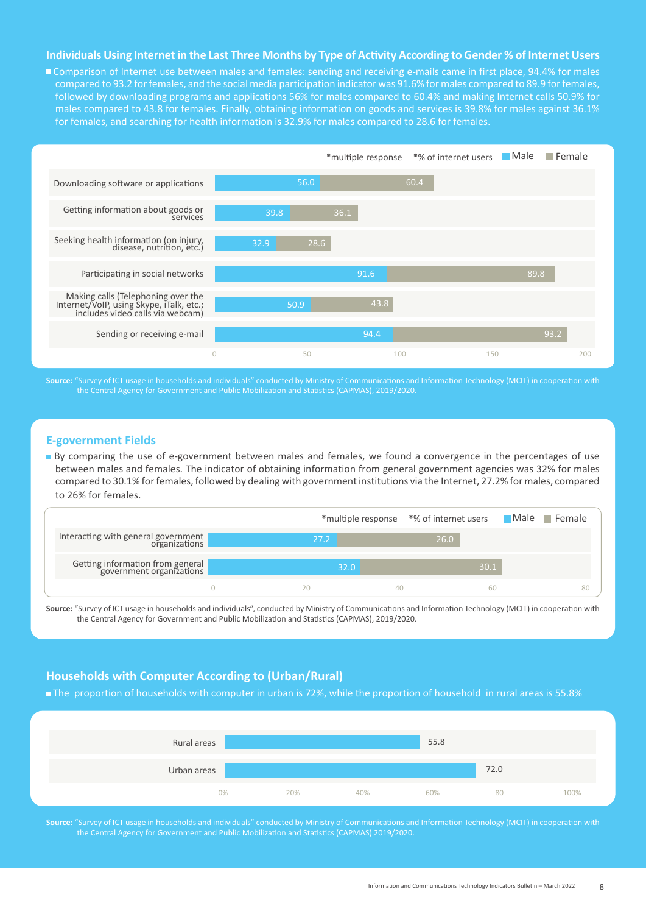## Individuals Using Internet in the Last Three Months by Type of Activity According to Gender % of Internet Users

- Comparison of Internet use between males and females: sending and receiving e-mails came in first place, 94.4% for males compared to 93.2 for females, and the social media participation indicator was 91.6% for males compared to 89.9 for females, followed by downloading programs and applications 56% for males compared to 60.4% and making Internet calls 50.9% for males compared to 43.8 for females. Finally, obtaining information on goods and services is 39.8% for males against 36.1% for females, and searching for health information is 32.9% for males compared to 28.6 for females.

*multiple response *% of internet users

| Activity | Male | Female |
|---|---|---|
| Downloading software or applications | 56.0 | 60.4 |
| Getting information about goods or services | 39.8 | 36.1 |
| Seeking health information (on injury, disease, nutrition, etc.) | 32.9 | 28.6 |
| Participating in social networks | 91.6 | 89.8 |
| Making calls (Telephoning over the Internet/VoIP, using Skype, iTalk, etc.; includes video calls via webcam) | 50.9 | 43.8 |
| Sending or receiving e-mail | 94.4 | 93.2 |

**Source:** "Survey of ICT usage in households and individuals" conducted by Ministry of Communications and Information Technology (MCIT) in cooperation with the Central Agency for Government and Public Mobilization and Statistics (CAPMAS), 2019/2020.

## E-government Fields

- By comparing the use of e-government between males and females, we found a convergence in the percentages of use between males and females. The indicator of obtaining information from general government agencies was 32% for males compared to 30.1% for females, followed by dealing with government institutions via the Internet, 27.2% for males, compared to 26% for females.

*multiple response *% of internet users

| Activity | Male | Female |
|---|---|---|
| Interacting with general government organizations | 27.2 | 26.0 |
| Getting information from general government organizations | 32.0 | 30.1 |

**Source:** "Survey of ICT usage in households and individuals", conducted by Ministry of Communications and Information Technology (MCIT) in cooperation with the Central Agency for Government and Public Mobilization and Statistics (CAPMAS), 2019/2020.

## Households with Computer According to (Urban/Rural)

- The proportion of households with computer in urban is 72%, while the proportion of household in rural areas is 55.8%

| Area | % |
|---|---|
| Rural areas | 55.8 |
| Urban areas | 72.0 |

**Source:** "Survey of ICT usage in households and individuals" conducted by Ministry of Communications and Information Technology (MCIT) in cooperation with the Central Agency for Government and Public Mobilization and Statistics (CAPMAS) 2019/2020.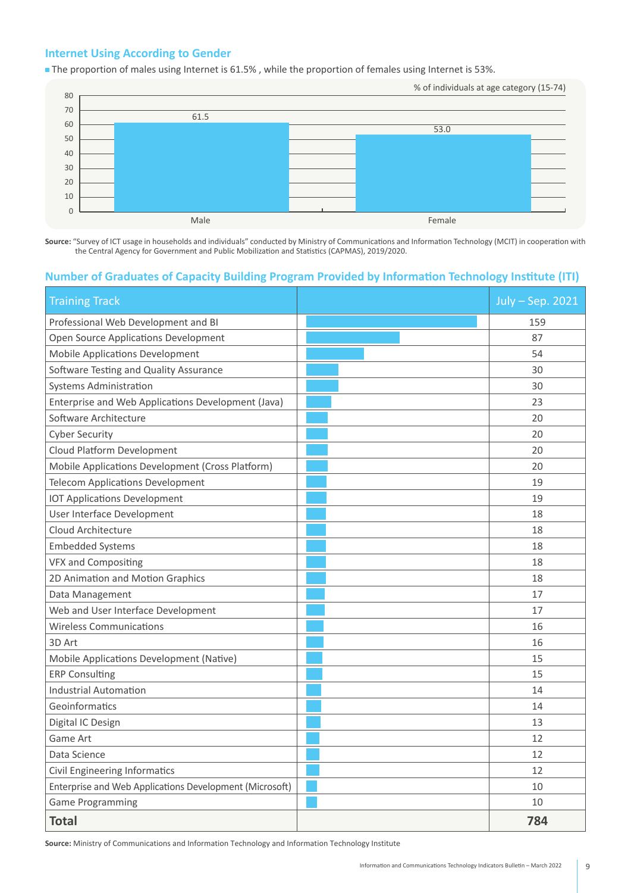## Internet Using According to Gender

- The proportion of males using Internet is 61.5% , while the proportion of females using Internet is 53%.

% of individuals at age category (15-74)

| | Male | Female |
|---|---|---|
| % | 61.5 | 53.0 |

**Source:** "Survey of ICT usage in households and individuals" conducted by Ministry of Communications and Information Technology (MCIT) in cooperation with the Central Agency for Government and Public Mobilization and Statistics (CAPMAS), 2019/2020.

## Number of Graduates of Capacity Building Program Provided by Information Technology Institute (ITI)

| Training Track | July – Sep. 2021 |
|---|---|
| Professional Web Development and BI | 159 |
| Open Source Applications Development | 87 |
| Mobile Applications Development | 54 |
| Software Testing and Quality Assurance | 30 |
| Systems Administration | 30 |
| Enterprise and Web Applications Development (Java) | 23 |
| Software Architecture | 20 |
| Cyber Security | 20 |
| Cloud Platform Development | 20 |
| Mobile Applications Development (Cross Platform) | 20 |
| Telecom Applications Development | 19 |
| IOT Applications Development | 19 |
| User Interface Development | 18 |
| Cloud Architecture | 18 |
| Embedded Systems | 18 |
| VFX and Compositing | 18 |
| 2D Animation and Motion Graphics | 18 |
| Data Management | 17 |
| Web and User Interface Development | 17 |
| Wireless Communications | 16 |
| 3D Art | 16 |
| Mobile Applications Development (Native) | 15 |
| ERP Consulting | 15 |
| Industrial Automation | 14 |
| Geoinformatics | 14 |
| Digital IC Design | 13 |
| Game Art | 12 |
| Data Science | 12 |
| Civil Engineering Informatics | 12 |
| Enterprise and Web Applications Development (Microsoft) | 10 |
| Game Programming | 10 |
| **Total** | **784** |

**Source:** Ministry of Communications and Information Technology and Information Technology Institute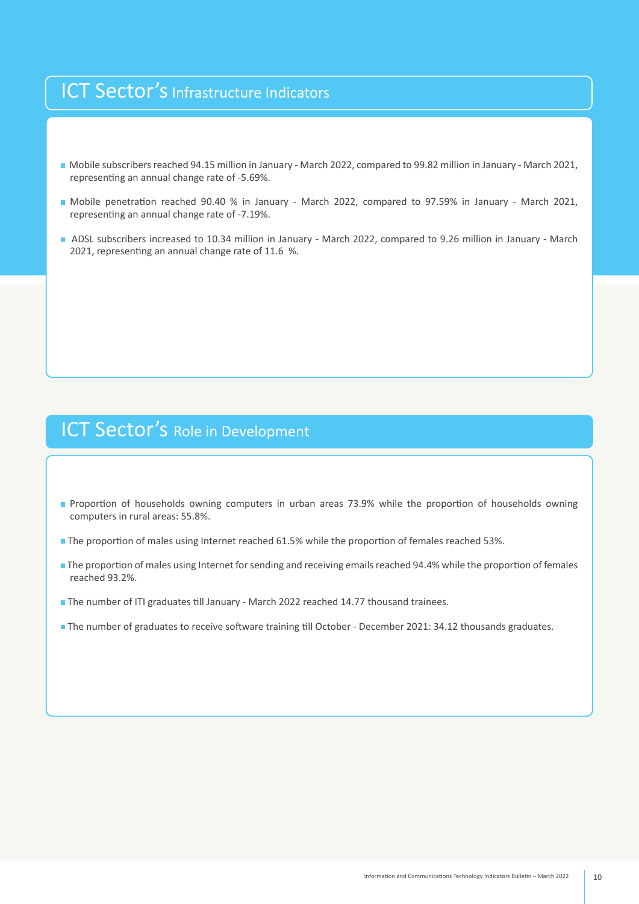## ICT Sector's Infrastructure Indicators

- Mobile subscribers reached 94.15 million in January - March 2022, compared to 99.82 million in January - March 2021, representing an annual change rate of -5.69%.
- Mobile penetration reached 90.40 % in January - March 2022, compared to 97.59% in January - March 2021, representing an annual change rate of -7.19%.
- ADSL subscribers increased to 10.34 million in January - March 2022, compared to 9.26 million in January - March 2021, representing an annual change rate of 11.6 %.

## ICT Sector's Role in Development

- Proportion of households owning computers in urban areas 73.9% while the proportion of households owning computers in rural areas: 55.8%.
- The proportion of males using Internet reached 61.5% while the proportion of females reached 53%.
- The proportion of males using Internet for sending and receiving emails reached 94.4% while the proportion of females reached 93.2%.
- The number of ITI graduates till January - March 2022 reached 14.77 thousand trainees.
- The number of graduates to receive software training till October - December 2021: 34.12 thousands graduates.